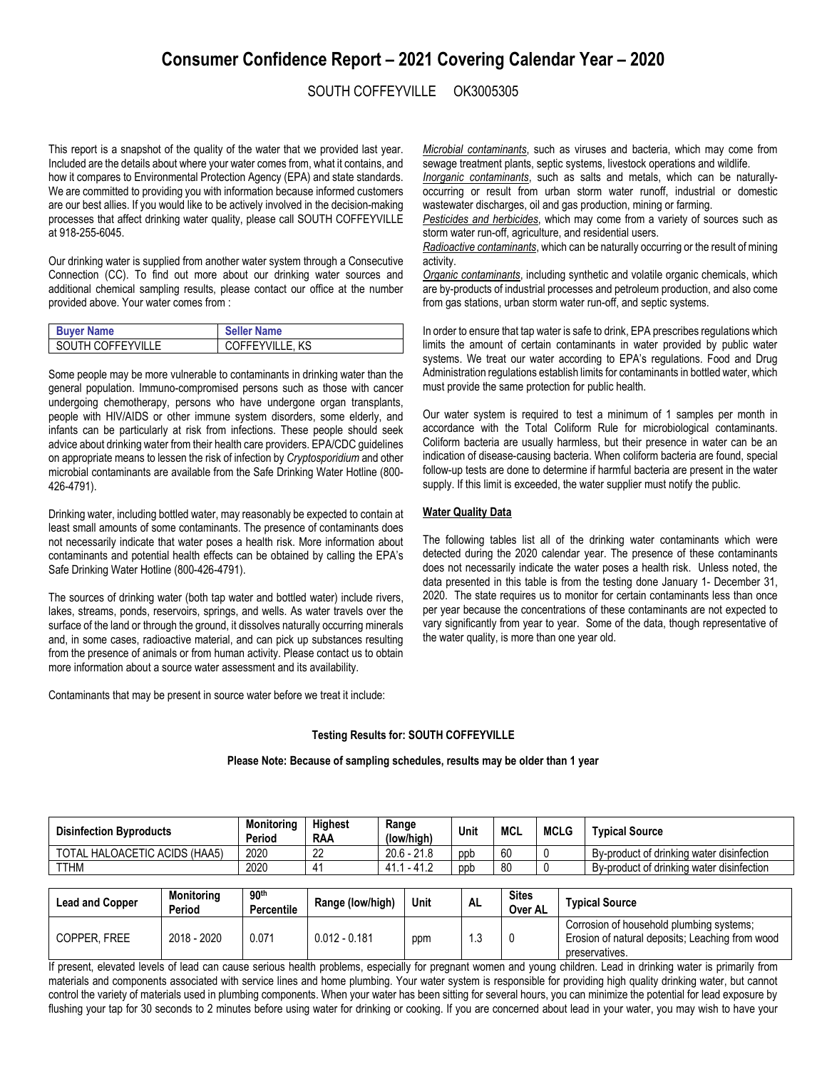# Consumer Confidence Report – 2021 Covering Calendar Year – 2020

SOUTH COFFEYVILLE OK3005305

This report is a snapshot of the quality of the water that we provided last year. Included are the details about where your water comes from, what it contains, and how it compares to Environmental Protection Agency (EPA) and state standards. We are committed to providing you with information because informed customers are our best allies. If you would like to be actively involved in the decision-making processes that affect drinking water quality, please call SOUTH COFFEYVILLE at 918-255-6045.

Our drinking water is supplied from another water system through a Consecutive Connection (CC). To find out more about our drinking water sources and additional chemical sampling results, please contact our office at the number provided above. Your water comes from :

| Buyer Name | Seller Name |
|---|---|
| SOUTH COFFEYVILLE | COFFEYVILLE, KS |

Some people may be more vulnerable to contaminants in drinking water than the general population. Immuno-compromised persons such as those with cancer undergoing chemotherapy, persons who have undergone organ transplants, people with HIV/AIDS or other immune system disorders, some elderly, and infants can be particularly at risk from infections. These people should seek advice about drinking water from their health care providers. EPA/CDC guidelines on appropriate means to lessen the risk of infection by *Cryptosporidium* and other microbial contaminants are available from the Safe Drinking Water Hotline (800-426-4791).

Drinking water, including bottled water, may reasonably be expected to contain at least small amounts of some contaminants. The presence of contaminants does not necessarily indicate that water poses a health risk. More information about contaminants and potential health effects can be obtained by calling the EPA's Safe Drinking Water Hotline (800-426-4791).

The sources of drinking water (both tap water and bottled water) include rivers, lakes, streams, ponds, reservoirs, springs, and wells. As water travels over the surface of the land or through the ground, it dissolves naturally occurring minerals and, in some cases, radioactive material, and can pick up substances resulting from the presence of animals or from human activity. Please contact us to obtain more information about a source water assessment and its availability.

Contaminants that may be present in source water before we treat it include:

*Microbial contaminants*, such as viruses and bacteria, which may come from sewage treatment plants, septic systems, livestock operations and wildlife.
*Inorganic contaminants*, such as salts and metals, which can be naturally-occurring or result from urban storm water runoff, industrial or domestic wastewater discharges, oil and gas production, mining or farming.
*Pesticides and herbicides*, which may come from a variety of sources such as storm water run-off, agriculture, and residential users.
*Radioactive contaminants*, which can be naturally occurring or the result of mining activity.
*Organic contaminants*, including synthetic and volatile organic chemicals, which are by-products of industrial processes and petroleum production, and also come from gas stations, urban storm water run-off, and septic systems.

In order to ensure that tap water is safe to drink, EPA prescribes regulations which limits the amount of certain contaminants in water provided by public water systems. We treat our water according to EPA's regulations. Food and Drug Administration regulations establish limits for contaminants in bottled water, which must provide the same protection for public health.

Our water system is required to test a minimum of 1 samples per month in accordance with the Total Coliform Rule for microbiological contaminants. Coliform bacteria are usually harmless, but their presence in water can be an indication of disease-causing bacteria. When coliform bacteria are found, special follow-up tests are done to determine if harmful bacteria are present in the water supply. If this limit is exceeded, the water supplier must notify the public.

**Water Quality Data**

The following tables list all of the drinking water contaminants which were detected during the 2020 calendar year. The presence of these contaminants does not necessarily indicate the water poses a health risk. Unless noted, the data presented in this table is from the testing done January 1- December 31, 2020. The state requires us to monitor for certain contaminants less than once per year because the concentrations of these contaminants are not expected to vary significantly from year to year. Some of the data, though representative of the water quality, is more than one year old.

**Testing Results for: SOUTH COFFEYVILLE**

**Please Note: Because of sampling schedules, results may be older than 1 year**

| Disinfection Byproducts | Monitoring Period | Highest RAA | Range (low/high) | Unit | MCL | MCLG | Typical Source |
|---|---|---|---|---|---|---|---|
| TOTAL HALOACETIC ACIDS (HAA5) | 2020 | 22 | 20.6 - 21.8 | ppb | 60 | 0 | By-product of drinking water disinfection |
| TTHM | 2020 | 41 | 41.1 - 41.2 | ppb | 80 | 0 | By-product of drinking water disinfection |

| Lead and Copper | Monitoring Period | 90th Percentile | Range (low/high) | Unit | AL | Sites Over AL | Typical Source |
|---|---|---|---|---|---|---|---|
| COPPER, FREE | 2018 - 2020 | 0.071 | 0.012 - 0.181 | ppm | 1.3 | 0 | Corrosion of household plumbing systems; Erosion of natural deposits; Leaching from wood preservatives. |

If present, elevated levels of lead can cause serious health problems, especially for pregnant women and young children. Lead in drinking water is primarily from materials and components associated with service lines and home plumbing. Your water system is responsible for providing high quality drinking water, but cannot control the variety of materials used in plumbing components. When your water has been sitting for several hours, you can minimize the potential for lead exposure by flushing your tap for 30 seconds to 2 minutes before using water for drinking or cooking. If you are concerned about lead in your water, you may wish to have your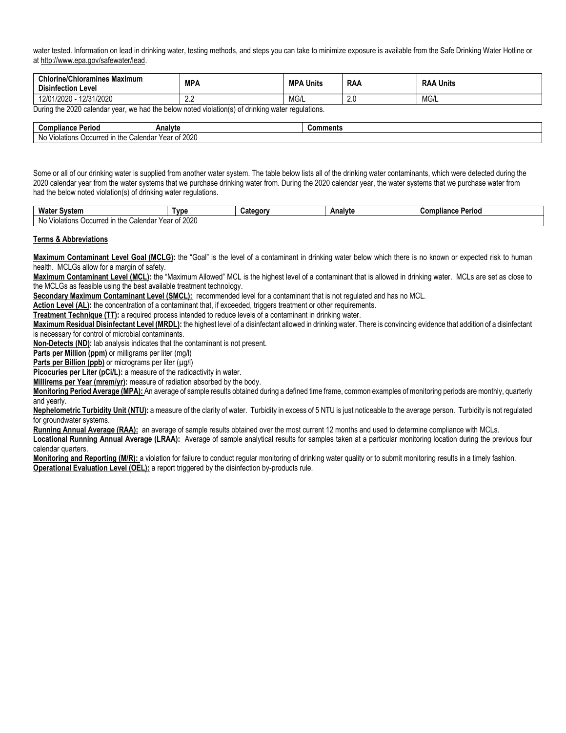water tested. Information on lead in drinking water, testing methods, and steps you can take to minimize exposure is available from the Safe Drinking Water Hotline or at http://www.epa.gov/safewater/lead.

| Chlorine/Chloramines Maximum Disinfection Level | MPA | MPA Units | RAA | RAA Units |
|---|---|---|---|---|
| 12/01/2020 - 12/31/2020 | 2.2 | MG/L | 2.0 | MG/L |

During the 2020 calendar year, we had the below noted violation(s) of drinking water regulations.

| Compliance Period | Analyte | Comments |
|---|---|---|
| No Violations Occurred in the Calendar Year of 2020 | | |

Some or all of our drinking water is supplied from another water system. The table below lists all of the drinking water contaminants, which were detected during the 2020 calendar year from the water systems that we purchase drinking water from. During the 2020 calendar year, the water systems that we purchase water from had the below noted violation(s) of drinking water regulations.

| Water System | Type | Category | Analyte | Compliance Period |
|---|---|---|---|---|
| No Violations Occurred in the Calendar Year of 2020 | | | | |

**Terms & Abbreviations**

**Maximum Contaminant Level Goal (MCLG):** the "Goal" is the level of a contaminant in drinking water below which there is no known or expected risk to human health. MCLGs allow for a margin of safety.

**Maximum Contaminant Level (MCL):** the "Maximum Allowed" MCL is the highest level of a contaminant that is allowed in drinking water. MCLs are set as close to the MCLGs as feasible using the best available treatment technology.

**Secondary Maximum Contaminant Level (SMCL):** recommended level for a contaminant that is not regulated and has no MCL.

**Action Level (AL):** the concentration of a contaminant that, if exceeded, triggers treatment or other requirements.

**Treatment Technique (TT):** a required process intended to reduce levels of a contaminant in drinking water.

**Maximum Residual Disinfectant Level (MRDL):** the highest level of a disinfectant allowed in drinking water. There is convincing evidence that addition of a disinfectant is necessary for control of microbial contaminants.

**Non-Detects (ND):** lab analysis indicates that the contaminant is not present.

**Parts per Million (ppm)** or milligrams per liter (mg/l)

**Parts per Billion (ppb)** or micrograms per liter (µg/l)

**Picocuries per Liter (pCi/L):** a measure of the radioactivity in water.

**Millirems per Year (mrem/yr):** measure of radiation absorbed by the body.

**Monitoring Period Average (MPA):** An average of sample results obtained during a defined time frame, common examples of monitoring periods are monthly, quarterly and yearly.

**Nephelometric Turbidity Unit (NTU):** a measure of the clarity of water. Turbidity in excess of 5 NTU is just noticeable to the average person. Turbidity is not regulated for groundwater systems.

**Running Annual Average (RAA):** an average of sample results obtained over the most current 12 months and used to determine compliance with MCLs.

**Locational Running Annual Average (LRAA):** Average of sample analytical results for samples taken at a particular monitoring location during the previous four calendar quarters.

**Monitoring and Reporting (M/R):** a violation for failure to conduct regular monitoring of drinking water quality or to submit monitoring results in a timely fashion.

**Operational Evaluation Level (OEL):** a report triggered by the disinfection by-products rule.